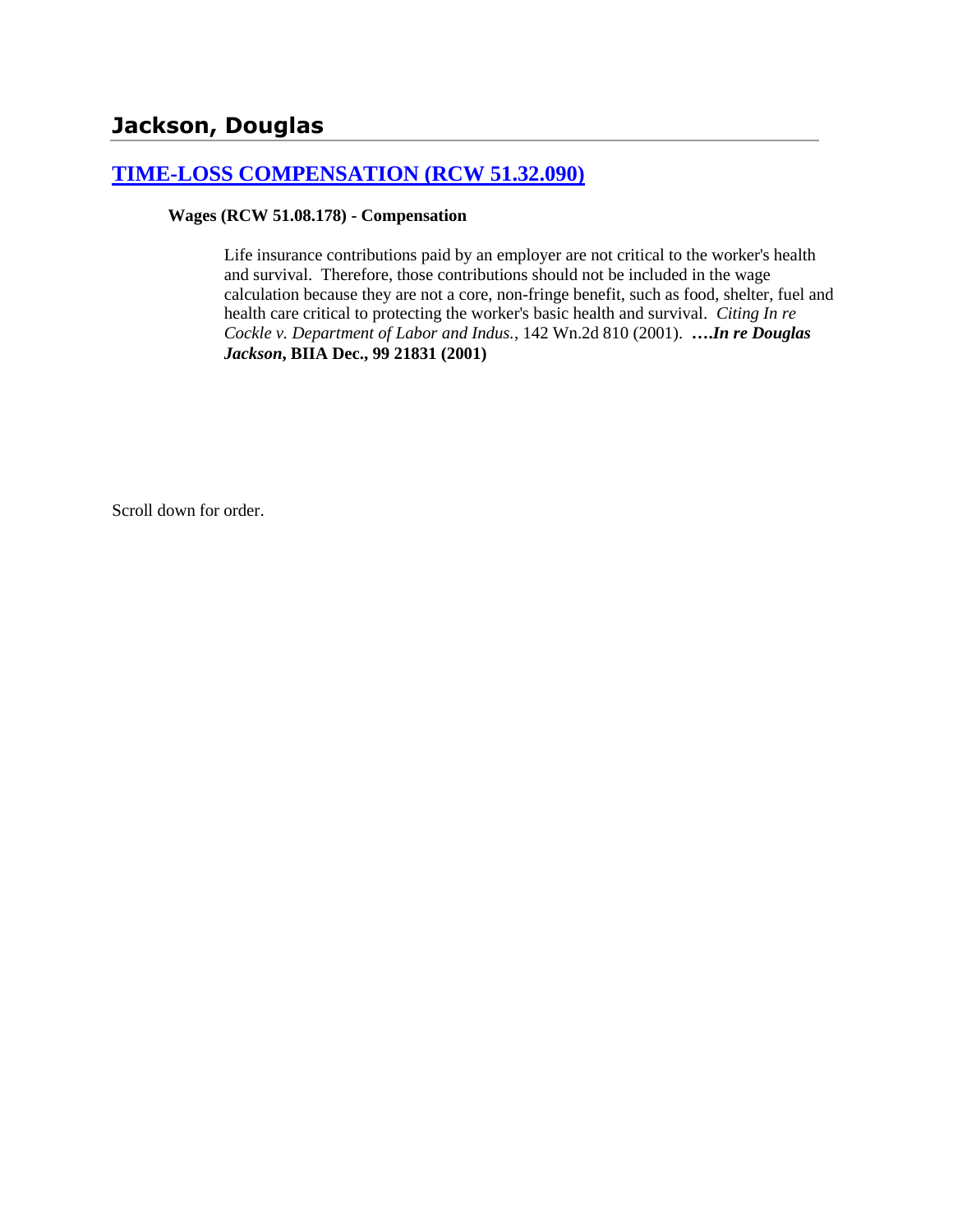## Jackson, Douglas

### [TIME-LOSS COMPENSATION (RCW 51.32.090)]

**Wages (RCW 51.08.178) - Compensation**

Life insurance contributions paid by an employer are not critical to the worker's health and survival. Therefore, those contributions should not be included in the wage calculation because they are not a core, non-fringe benefit, such as food, shelter, fuel and health care critical to protecting the worker's basic health and survival. *Citing In re Cockle v. Department of Labor and Indus.*, 142 Wn.2d 810 (2001). **….*In re Douglas Jackson*, BIIA Dec., 99 21831 (2001)**

Scroll down for order.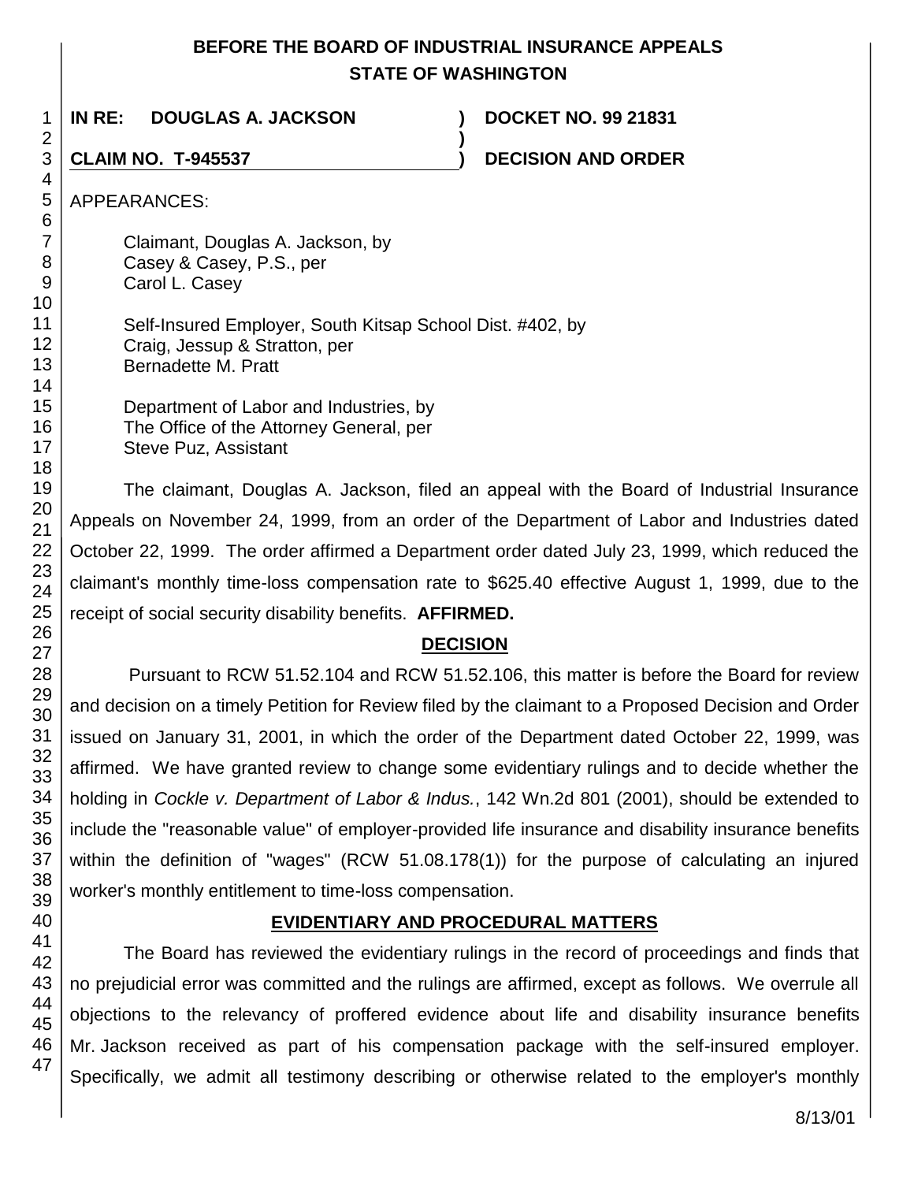**BEFORE THE BOARD OF INDUSTRIAL INSURANCE APPEALS**
**STATE OF WASHINGTON**

**IN RE: DOUGLAS A. JACKSON ) DOCKET NO. 99 21831**
**)**
**CLAIM NO. T-945537 ) DECISION AND ORDER**

APPEARANCES:

Claimant, Douglas A. Jackson, by
Casey & Casey, P.S., per
Carol L. Casey

Self-Insured Employer, South Kitsap School Dist. #402, by
Craig, Jessup & Stratton, per
Bernadette M. Pratt

Department of Labor and Industries, by
The Office of the Attorney General, per
Steve Puz, Assistant

The claimant, Douglas A. Jackson, filed an appeal with the Board of Industrial Insurance Appeals on November 24, 1999, from an order of the Department of Labor and Industries dated October 22, 1999. The order affirmed a Department order dated July 23, 1999, which reduced the claimant's monthly time-loss compensation rate to $625.40 effective August 1, 1999, due to the receipt of social security disability benefits. **AFFIRMED.**

## DECISION

Pursuant to RCW 51.52.104 and RCW 51.52.106, this matter is before the Board for review and decision on a timely Petition for Review filed by the claimant to a Proposed Decision and Order issued on January 31, 2001, in which the order of the Department dated October 22, 1999, was affirmed. We have granted review to change some evidentiary rulings and to decide whether the holding in *Cockle v. Department of Labor & Indus.*, 142 Wn.2d 801 (2001), should be extended to include the "reasonable value" of employer-provided life insurance and disability insurance benefits within the definition of "wages" (RCW 51.08.178(1)) for the purpose of calculating an injured worker's monthly entitlement to time-loss compensation.

## EVIDENTIARY AND PROCEDURAL MATTERS

The Board has reviewed the evidentiary rulings in the record of proceedings and finds that no prejudicial error was committed and the rulings are affirmed, except as follows. We overrule all objections to the relevancy of proffered evidence about life and disability insurance benefits Mr. Jackson received as part of his compensation package with the self-insured employer. Specifically, we admit all testimony describing or otherwise related to the employer's monthly

8/13/01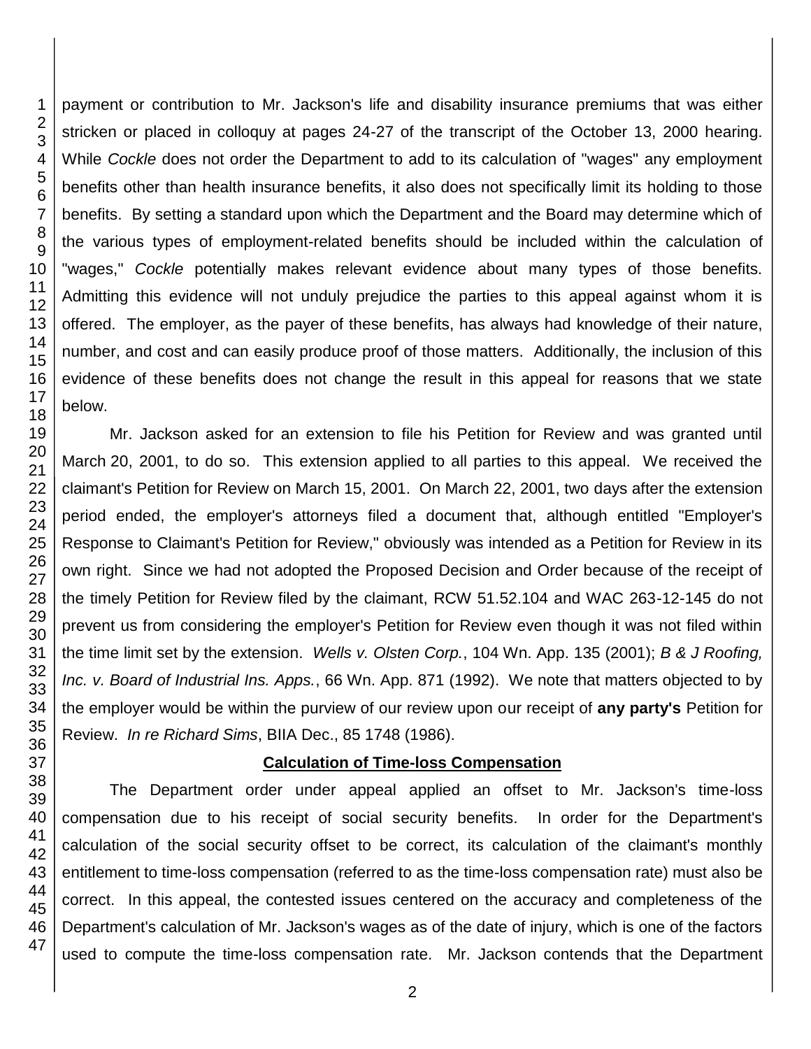payment or contribution to Mr. Jackson's life and disability insurance premiums that was either stricken or placed in colloquy at pages 24-27 of the transcript of the October 13, 2000 hearing. While *Cockle* does not order the Department to add to its calculation of "wages" any employment benefits other than health insurance benefits, it also does not specifically limit its holding to those benefits. By setting a standard upon which the Department and the Board may determine which of the various types of employment-related benefits should be included within the calculation of "wages," *Cockle* potentially makes relevant evidence about many types of those benefits. Admitting this evidence will not unduly prejudice the parties to this appeal against whom it is offered. The employer, as the payer of these benefits, has always had knowledge of their nature, number, and cost and can easily produce proof of those matters. Additionally, the inclusion of this evidence of these benefits does not change the result in this appeal for reasons that we state below.

Mr. Jackson asked for an extension to file his Petition for Review and was granted until March 20, 2001, to do so. This extension applied to all parties to this appeal. We received the claimant's Petition for Review on March 15, 2001. On March 22, 2001, two days after the extension period ended, the employer's attorneys filed a document that, although entitled "Employer's Response to Claimant's Petition for Review," obviously was intended as a Petition for Review in its own right. Since we had not adopted the Proposed Decision and Order because of the receipt of the timely Petition for Review filed by the claimant, RCW 51.52.104 and WAC 263-12-145 do not prevent us from considering the employer's Petition for Review even though it was not filed within the time limit set by the extension. *Wells v. Olsten Corp.*, 104 Wn. App. 135 (2001); *B & J Roofing, Inc. v. Board of Industrial Ins. Apps.*, 66 Wn. App. 871 (1992). We note that matters objected to by the employer would be within the purview of our review upon our receipt of **any party's** Petition for Review. *In re Richard Sims*, BIIA Dec., 85 1748 (1986).

**Calculation of Time-loss Compensation**

The Department order under appeal applied an offset to Mr. Jackson's time-loss compensation due to his receipt of social security benefits. In order for the Department's calculation of the social security offset to be correct, its calculation of the claimant's monthly entitlement to time-loss compensation (referred to as the time-loss compensation rate) must also be correct. In this appeal, the contested issues centered on the accuracy and completeness of the Department's calculation of Mr. Jackson's wages as of the date of injury, which is one of the factors used to compute the time-loss compensation rate. Mr. Jackson contends that the Department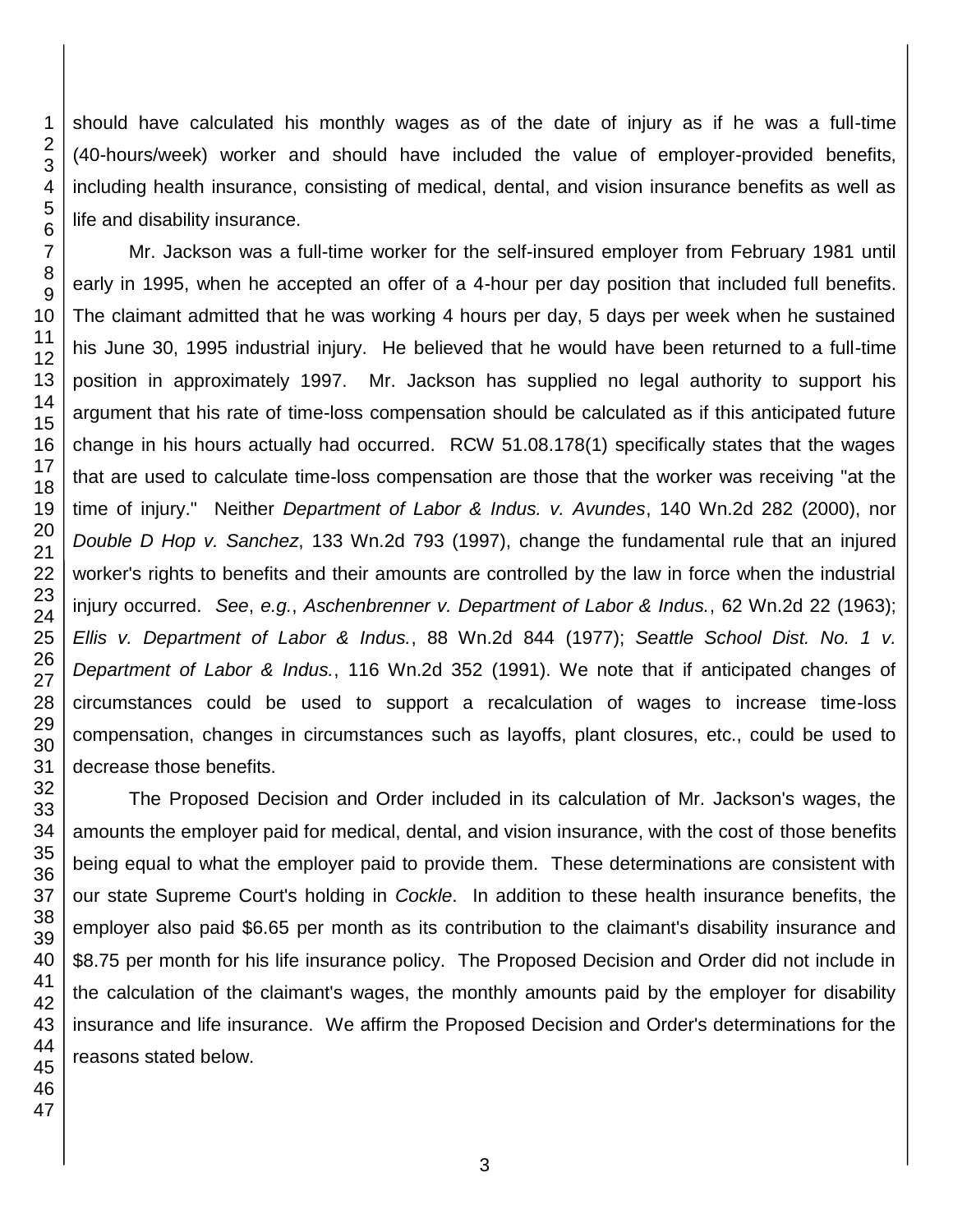should have calculated his monthly wages as of the date of injury as if he was a full-time (40-hours/week) worker and should have included the value of employer-provided benefits, including health insurance, consisting of medical, dental, and vision insurance benefits as well as life and disability insurance.

Mr. Jackson was a full-time worker for the self-insured employer from February 1981 until early in 1995, when he accepted an offer of a 4-hour per day position that included full benefits. The claimant admitted that he was working 4 hours per day, 5 days per week when he sustained his June 30, 1995 industrial injury. He believed that he would have been returned to a full-time position in approximately 1997. Mr. Jackson has supplied no legal authority to support his argument that his rate of time-loss compensation should be calculated as if this anticipated future change in his hours actually had occurred. RCW 51.08.178(1) specifically states that the wages that are used to calculate time-loss compensation are those that the worker was receiving "at the time of injury." Neither *Department of Labor & Indus. v. Avundes*, 140 Wn.2d 282 (2000), nor *Double D Hop v. Sanchez*, 133 Wn.2d 793 (1997), change the fundamental rule that an injured worker's rights to benefits and their amounts are controlled by the law in force when the industrial injury occurred. *See*, *e.g.*, *Aschenbrenner v. Department of Labor & Indus.*, 62 Wn.2d 22 (1963); *Ellis v. Department of Labor & Indus.*, 88 Wn.2d 844 (1977); *Seattle School Dist. No. 1 v. Department of Labor & Indus.*, 116 Wn.2d 352 (1991). We note that if anticipated changes of circumstances could be used to support a recalculation of wages to increase time-loss compensation, changes in circumstances such as layoffs, plant closures, etc., could be used to decrease those benefits.

The Proposed Decision and Order included in its calculation of Mr. Jackson's wages, the amounts the employer paid for medical, dental, and vision insurance, with the cost of those benefits being equal to what the employer paid to provide them. These determinations are consistent with our state Supreme Court's holding in *Cockle*. In addition to these health insurance benefits, the employer also paid $6.65 per month as its contribution to the claimant's disability insurance and $8.75 per month for his life insurance policy. The Proposed Decision and Order did not include in the calculation of the claimant's wages, the monthly amounts paid by the employer for disability insurance and life insurance. We affirm the Proposed Decision and Order's determinations for the reasons stated below.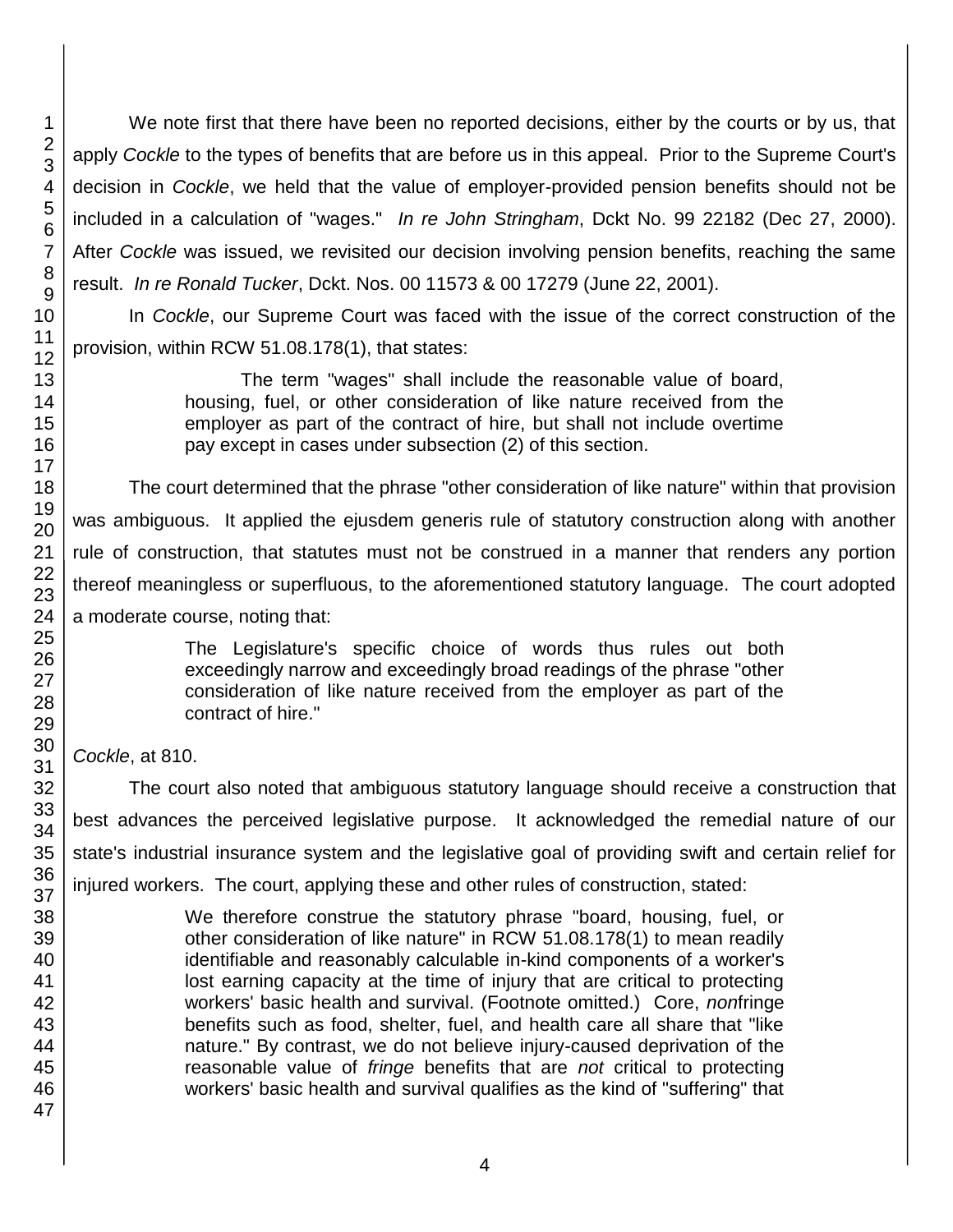We note first that there have been no reported decisions, either by the courts or by us, that apply *Cockle* to the types of benefits that are before us in this appeal. Prior to the Supreme Court's decision in *Cockle*, we held that the value of employer-provided pension benefits should not be included in a calculation of "wages." *In re John Stringham*, Dckt No. 99 22182 (Dec 27, 2000). After *Cockle* was issued, we revisited our decision involving pension benefits, reaching the same result. *In re Ronald Tucker*, Dckt. Nos. 00 11573 & 00 17279 (June 22, 2001).

In *Cockle*, our Supreme Court was faced with the issue of the correct construction of the provision, within RCW 51.08.178(1), that states:

> The term "wages" shall include the reasonable value of board, housing, fuel, or other consideration of like nature received from the employer as part of the contract of hire, but shall not include overtime pay except in cases under subsection (2) of this section.

The court determined that the phrase "other consideration of like nature" within that provision was ambiguous. It applied the ejusdem generis rule of statutory construction along with another rule of construction, that statutes must not be construed in a manner that renders any portion thereof meaningless or superfluous, to the aforementioned statutory language. The court adopted a moderate course, noting that:

> The Legislature's specific choice of words thus rules out both exceedingly narrow and exceedingly broad readings of the phrase "other consideration of like nature received from the employer as part of the contract of hire."

*Cockle*, at 810.

The court also noted that ambiguous statutory language should receive a construction that best advances the perceived legislative purpose. It acknowledged the remedial nature of our state's industrial insurance system and the legislative goal of providing swift and certain relief for injured workers. The court, applying these and other rules of construction, stated:

> We therefore construe the statutory phrase "board, housing, fuel, or other consideration of like nature" in RCW 51.08.178(1) to mean readily identifiable and reasonably calculable in-kind components of a worker's lost earning capacity at the time of injury that are critical to protecting workers' basic health and survival. (Footnote omitted.) Core, *non*fringe benefits such as food, shelter, fuel, and health care all share that "like nature." By contrast, we do not believe injury-caused deprivation of the reasonable value of *fringe* benefits that are *not* critical to protecting workers' basic health and survival qualifies as the kind of "suffering" that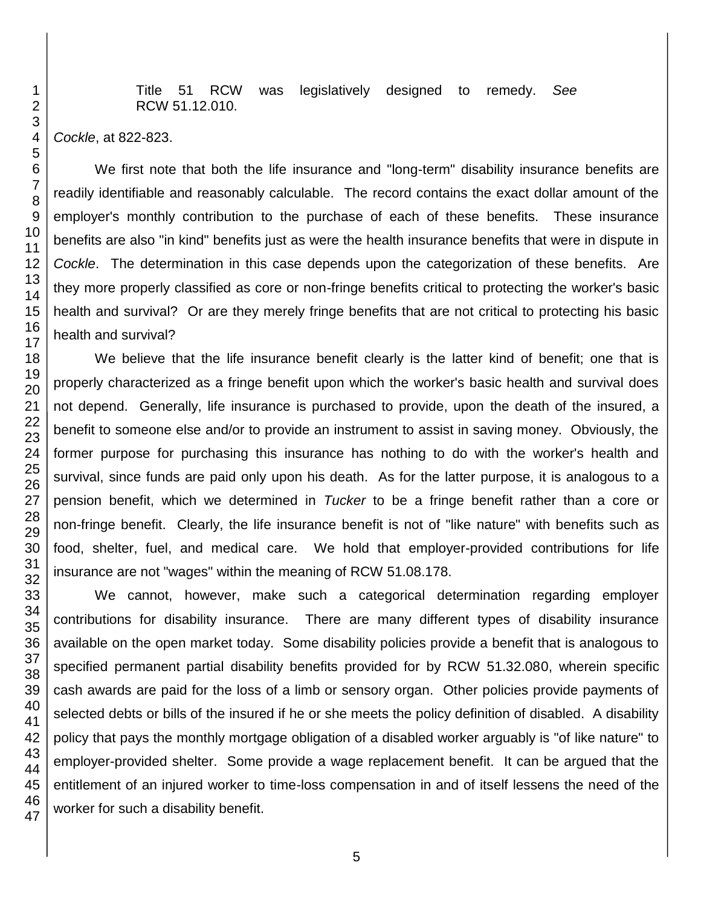> Title 51 RCW was legislatively designed to remedy. *See* RCW 51.12.010.

*Cockle*, at 822-823.

We first note that both the life insurance and "long-term" disability insurance benefits are readily identifiable and reasonably calculable. The record contains the exact dollar amount of the employer's monthly contribution to the purchase of each of these benefits. These insurance benefits are also "in kind" benefits just as were the health insurance benefits that were in dispute in *Cockle*. The determination in this case depends upon the categorization of these benefits. Are they more properly classified as core or non-fringe benefits critical to protecting the worker's basic health and survival? Or are they merely fringe benefits that are not critical to protecting his basic health and survival?

We believe that the life insurance benefit clearly is the latter kind of benefit; one that is properly characterized as a fringe benefit upon which the worker's basic health and survival does not depend. Generally, life insurance is purchased to provide, upon the death of the insured, a benefit to someone else and/or to provide an instrument to assist in saving money. Obviously, the former purpose for purchasing this insurance has nothing to do with the worker's health and survival, since funds are paid only upon his death. As for the latter purpose, it is analogous to a pension benefit, which we determined in *Tucker* to be a fringe benefit rather than a core or non-fringe benefit. Clearly, the life insurance benefit is not of "like nature" with benefits such as food, shelter, fuel, and medical care. We hold that employer-provided contributions for life insurance are not "wages" within the meaning of RCW 51.08.178.

We cannot, however, make such a categorical determination regarding employer contributions for disability insurance. There are many different types of disability insurance available on the open market today. Some disability policies provide a benefit that is analogous to specified permanent partial disability benefits provided for by RCW 51.32.080, wherein specific cash awards are paid for the loss of a limb or sensory organ. Other policies provide payments of selected debts or bills of the insured if he or she meets the policy definition of disabled. A disability policy that pays the monthly mortgage obligation of a disabled worker arguably is "of like nature" to employer-provided shelter. Some provide a wage replacement benefit. It can be argued that the entitlement of an injured worker to time-loss compensation in and of itself lessens the need of the worker for such a disability benefit.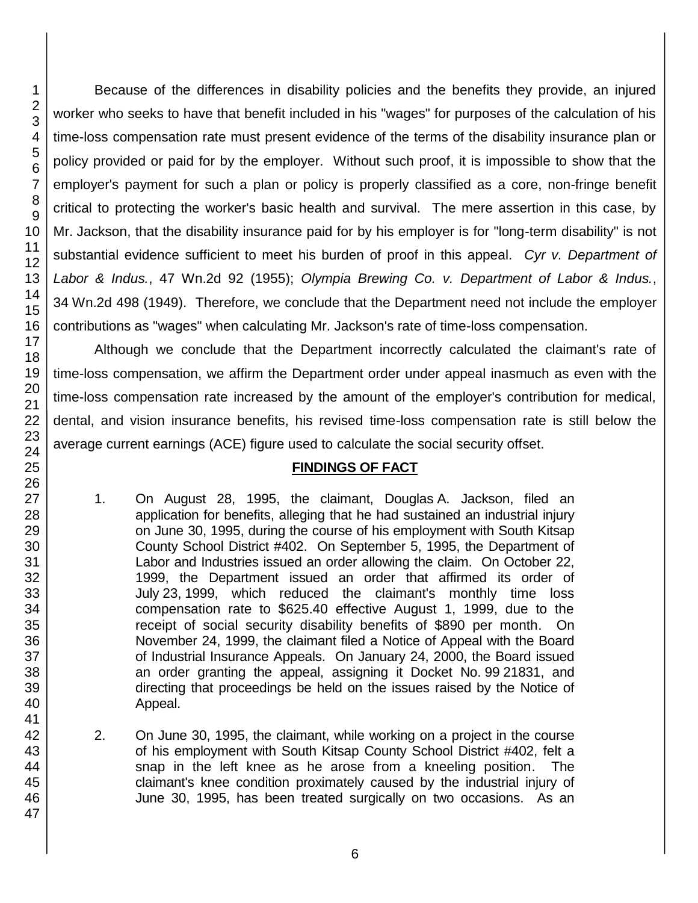Because of the differences in disability policies and the benefits they provide, an injured worker who seeks to have that benefit included in his "wages" for purposes of the calculation of his time-loss compensation rate must present evidence of the terms of the disability insurance plan or policy provided or paid for by the employer. Without such proof, it is impossible to show that the employer's payment for such a plan or policy is properly classified as a core, non-fringe benefit critical to protecting the worker's basic health and survival. The mere assertion in this case, by Mr. Jackson, that the disability insurance paid for by his employer is for "long-term disability" is not substantial evidence sufficient to meet his burden of proof in this appeal. *Cyr v. Department of Labor & Indus.*, 47 Wn.2d 92 (1955); *Olympia Brewing Co. v. Department of Labor & Indus.*, 34 Wn.2d 498 (1949). Therefore, we conclude that the Department need not include the employer contributions as "wages" when calculating Mr. Jackson's rate of time-loss compensation.

Although we conclude that the Department incorrectly calculated the claimant's rate of time-loss compensation, we affirm the Department order under appeal inasmuch as even with the time-loss compensation rate increased by the amount of the employer's contribution for medical, dental, and vision insurance benefits, his revised time-loss compensation rate is still below the average current earnings (ACE) figure used to calculate the social security offset.

## FINDINGS OF FACT

1. On August 28, 1995, the claimant, Douglas A. Jackson, filed an application for benefits, alleging that he had sustained an industrial injury on June 30, 1995, during the course of his employment with South Kitsap County School District #402. On September 5, 1995, the Department of Labor and Industries issued an order allowing the claim. On October 22, 1999, the Department issued an order that affirmed its order of July 23, 1999, which reduced the claimant's monthly time loss compensation rate to $625.40 effective August 1, 1999, due to the receipt of social security disability benefits of $890 per month. On November 24, 1999, the claimant filed a Notice of Appeal with the Board of Industrial Insurance Appeals. On January 24, 2000, the Board issued an order granting the appeal, assigning it Docket No. 99 21831, and directing that proceedings be held on the issues raised by the Notice of Appeal.

2. On June 30, 1995, the claimant, while working on a project in the course of his employment with South Kitsap County School District #402, felt a snap in the left knee as he arose from a kneeling position. The claimant's knee condition proximately caused by the industrial injury of June 30, 1995, has been treated surgically on two occasions. As an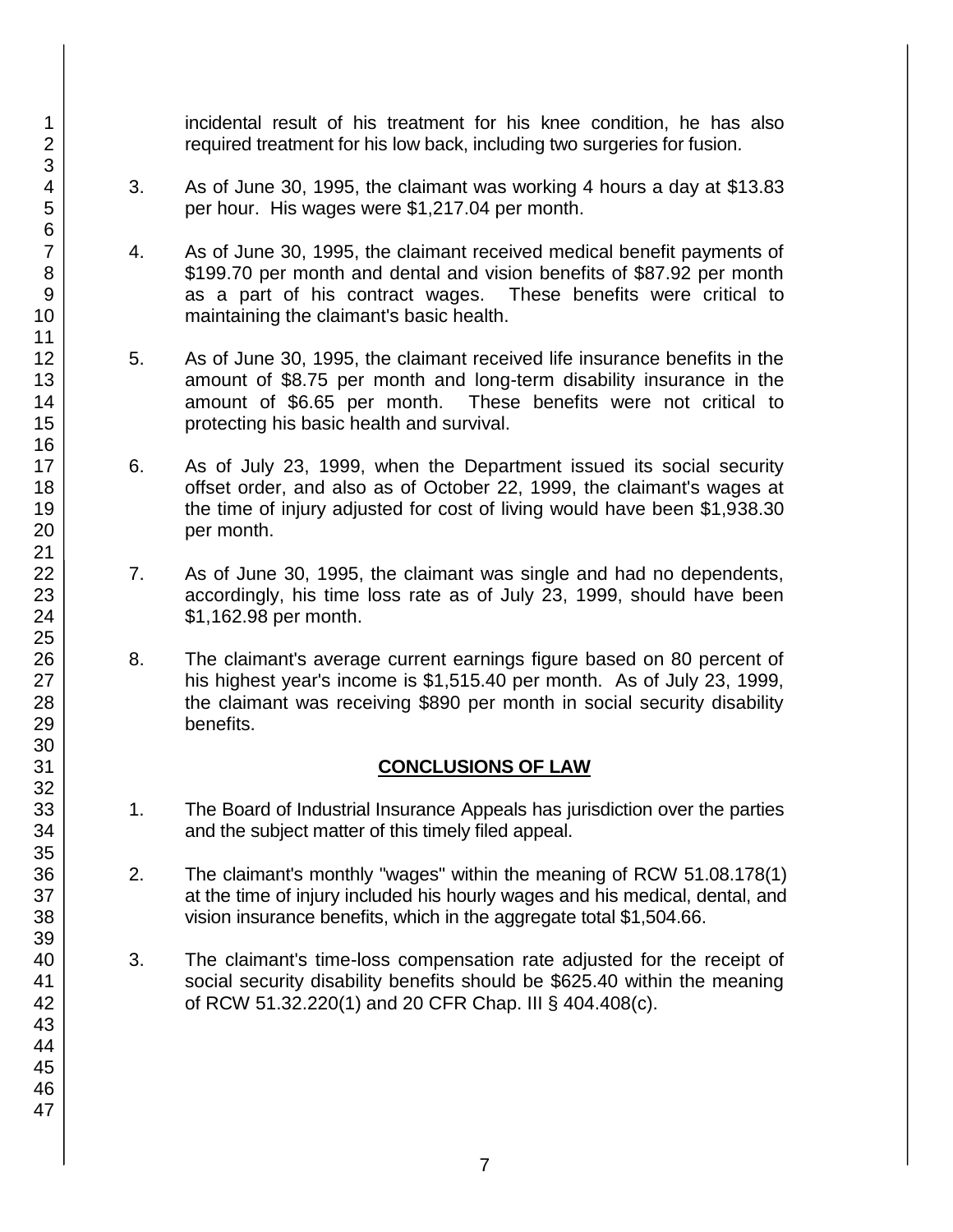incidental result of his treatment for his knee condition, he has also required treatment for his low back, including two surgeries for fusion.

3. As of June 30, 1995, the claimant was working 4 hours a day at $13.83 per hour. His wages were $1,217.04 per month.

4. As of June 30, 1995, the claimant received medical benefit payments of $199.70 per month and dental and vision benefits of $87.92 per month as a part of his contract wages. These benefits were critical to maintaining the claimant's basic health.

5. As of June 30, 1995, the claimant received life insurance benefits in the amount of $8.75 per month and long-term disability insurance in the amount of $6.65 per month. These benefits were not critical to protecting his basic health and survival.

6. As of July 23, 1999, when the Department issued its social security offset order, and also as of October 22, 1999, the claimant's wages at the time of injury adjusted for cost of living would have been $1,938.30 per month.

7. As of June 30, 1995, the claimant was single and had no dependents, accordingly, his time loss rate as of July 23, 1999, should have been $1,162.98 per month.

8. The claimant's average current earnings figure based on 80 percent of his highest year's income is $1,515.40 per month. As of July 23, 1999, the claimant was receiving $890 per month in social security disability benefits.

## CONCLUSIONS OF LAW

1. The Board of Industrial Insurance Appeals has jurisdiction over the parties and the subject matter of this timely filed appeal.

2. The claimant's monthly "wages" within the meaning of RCW 51.08.178(1) at the time of injury included his hourly wages and his medical, dental, and vision insurance benefits, which in the aggregate total $1,504.66.

3. The claimant's time-loss compensation rate adjusted for the receipt of social security disability benefits should be $625.40 within the meaning of RCW 51.32.220(1) and 20 CFR Chap. III § 404.408(c).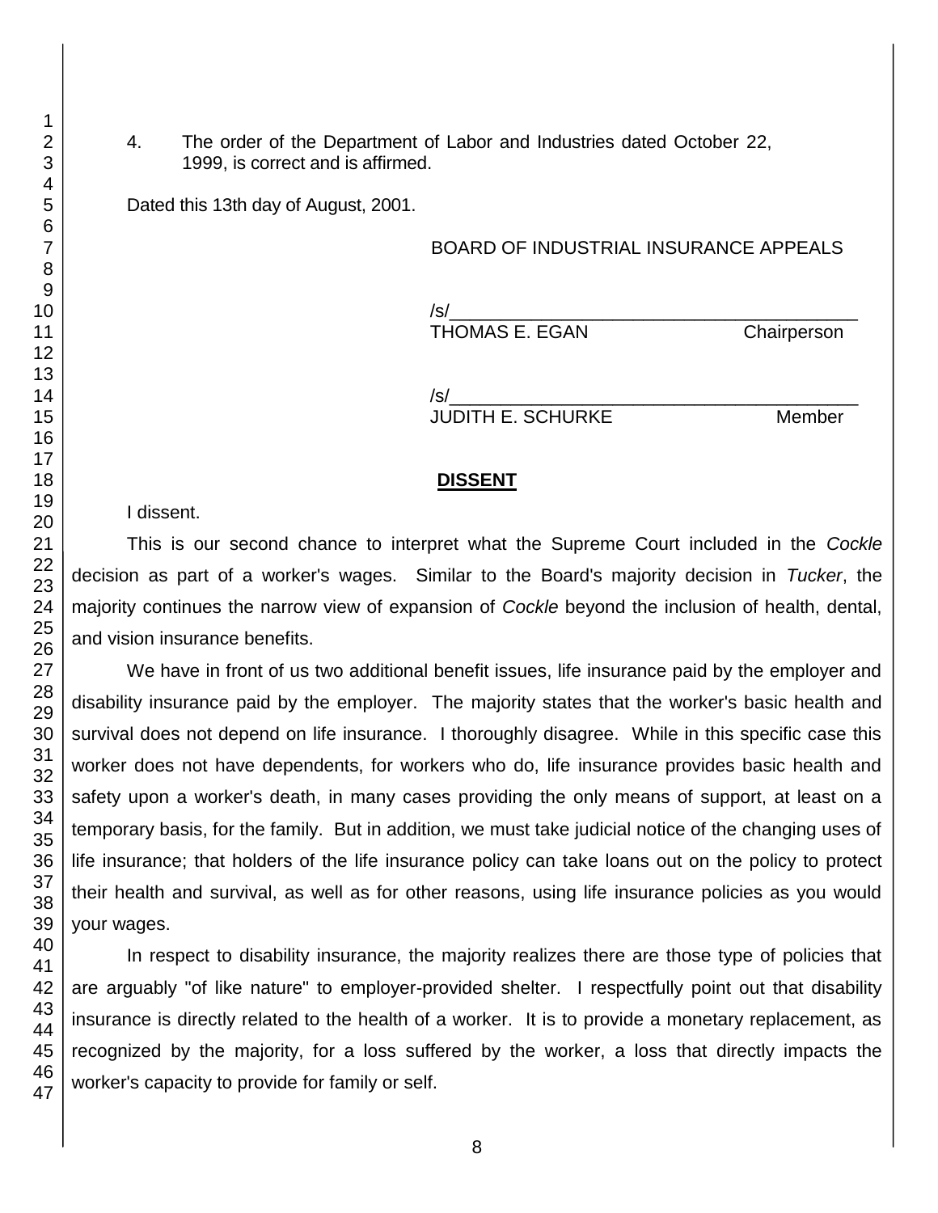4. The order of the Department of Labor and Industries dated October 22, 1999, is correct and is affirmed.

Dated this 13th day of August, 2001.

BOARD OF INDUSTRIAL INSURANCE APPEALS

/s/______________________________
THOMAS E. EGAN Chairperson

/s/______________________________
JUDITH E. SCHURKE Member

## DISSENT

I dissent.

This is our second chance to interpret what the Supreme Court included in the *Cockle* decision as part of a worker's wages. Similar to the Board's majority decision in *Tucker*, the majority continues the narrow view of expansion of *Cockle* beyond the inclusion of health, dental, and vision insurance benefits.

We have in front of us two additional benefit issues, life insurance paid by the employer and disability insurance paid by the employer. The majority states that the worker's basic health and survival does not depend on life insurance. I thoroughly disagree. While in this specific case this worker does not have dependents, for workers who do, life insurance provides basic health and safety upon a worker's death, in many cases providing the only means of support, at least on a temporary basis, for the family. But in addition, we must take judicial notice of the changing uses of life insurance; that holders of the life insurance policy can take loans out on the policy to protect their health and survival, as well as for other reasons, using life insurance policies as you would your wages.

In respect to disability insurance, the majority realizes there are those type of policies that are arguably "of like nature" to employer-provided shelter. I respectfully point out that disability insurance is directly related to the health of a worker. It is to provide a monetary replacement, as recognized by the majority, for a loss suffered by the worker, a loss that directly impacts the worker's capacity to provide for family or self.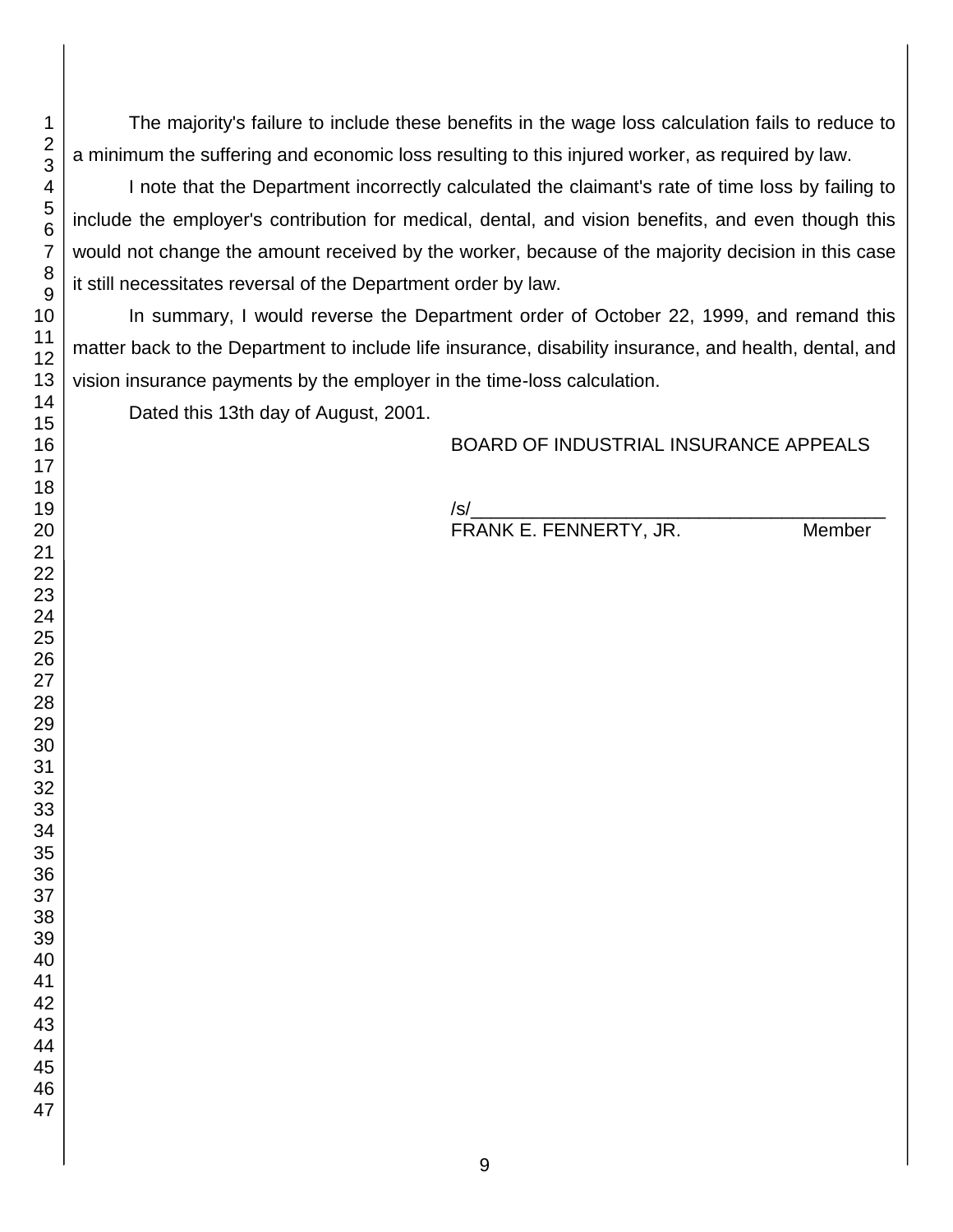The majority's failure to include these benefits in the wage loss calculation fails to reduce to a minimum the suffering and economic loss resulting to this injured worker, as required by law.

I note that the Department incorrectly calculated the claimant's rate of time loss by failing to include the employer's contribution for medical, dental, and vision benefits, and even though this would not change the amount received by the worker, because of the majority decision in this case it still necessitates reversal of the Department order by law.

In summary, I would reverse the Department order of October 22, 1999, and remand this matter back to the Department to include life insurance, disability insurance, and health, dental, and vision insurance payments by the employer in the time-loss calculation.

Dated this 13th day of August, 2001.

BOARD OF INDUSTRIAL INSURANCE APPEALS

/s/________________________________________
FRANK E. FENNERTY, JR. Member